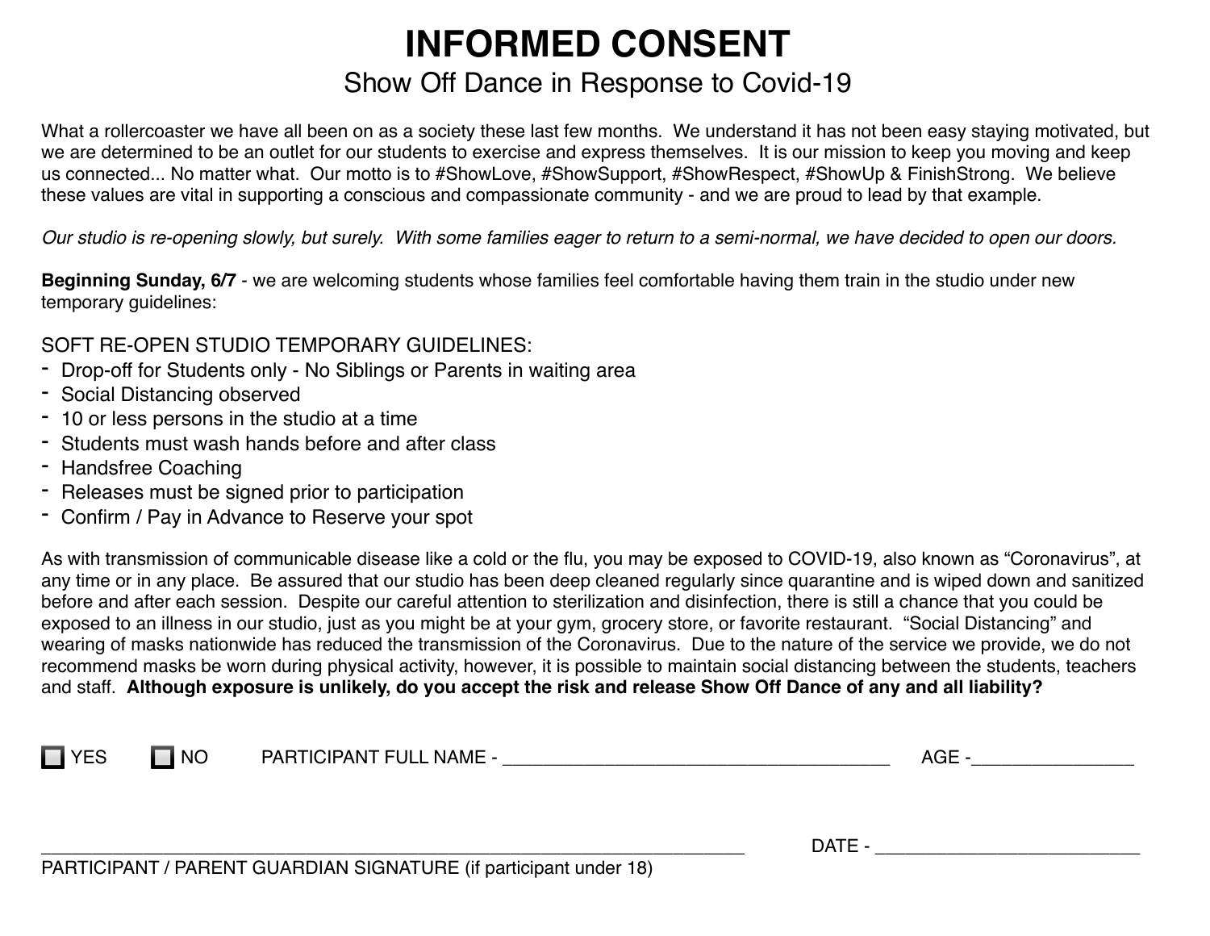# INFORMED CONSENT

## Show Off Dance in Response to Covid-19

What a rollercoaster we have all been on as a society these last few months. We understand it has not been easy staying motivated, but we are determined to be an outlet for our students to exercise and express themselves. It is our mission to keep you moving and keep us connected... No matter what. Our motto is to #ShowLove, #ShowSupport, #ShowRespect, #ShowUp & FinishStrong. We believe these values are vital in supporting a conscious and compassionate community - and we are proud to lead by that example.

*Our studio is re-opening slowly, but surely. With some families eager to return to a semi-normal, we have decided to open our doors.*

**Beginning Sunday, 6/7** - we are welcoming students whose families feel comfortable having them train in the studio under new temporary guidelines:

SOFT RE-OPEN STUDIO TEMPORARY GUIDELINES:

- Drop-off for Students only - No Siblings or Parents in waiting area
- Social Distancing observed
- 10 or less persons in the studio at a time
- Students must wash hands before and after class
- Handsfree Coaching
- Releases must be signed prior to participation
- Confirm / Pay in Advance to Reserve your spot

As with transmission of communicable disease like a cold or the flu, you may be exposed to COVID-19, also known as "Coronavirus", at any time or in any place. Be assured that our studio has been deep cleaned regularly since quarantine and is wiped down and sanitized before and after each session. Despite our careful attention to sterilization and disinfection, there is still a chance that you could be exposed to an illness in our studio, just as you might be at your gym, grocery store, or favorite restaurant. "Social Distancing" and wearing of masks nationwide has reduced the transmission of the Coronavirus. Due to the nature of the service we provide, we do not recommend masks be worn during physical activity, however, it is possible to maintain social distancing between the students, teachers and staff. **Although exposure is unlikely, do you accept the risk and release Show Off Dance of any and all liability?**

☐ YES ☐ NO PARTICIPANT FULL NAME - ________________________________________ AGE -________________

______________________________________________________________________ DATE - ___________________________

PARTICIPANT / PARENT GUARDIAN SIGNATURE (if participant under 18)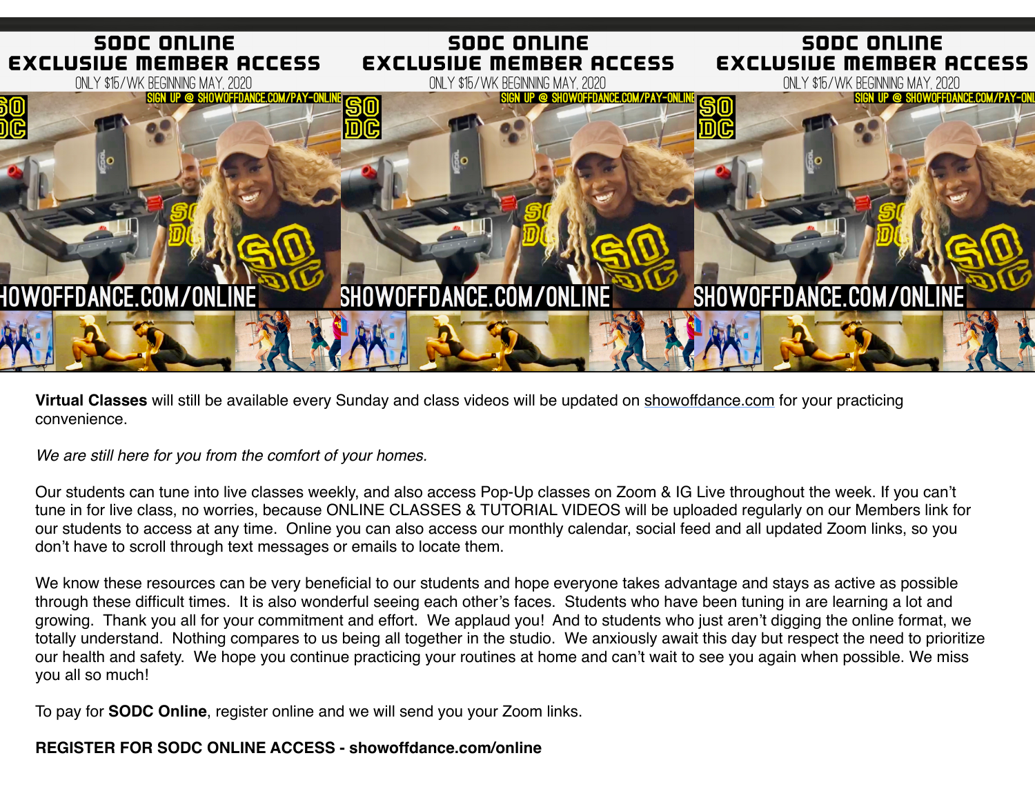**Virtual Classes** will still be available every Sunday and class videos will be updated on showoffdance.com for your practicing convenience.

*We are still here for you from the comfort of your homes.*

Our students can tune into live classes weekly, and also access Pop-Up classes on Zoom & IG Live throughout the week. If you can't tune in for live class, no worries, because ONLINE CLASSES & TUTORIAL VIDEOS will be uploaded regularly on our Members link for our students to access at any time. Online you can also access our monthly calendar, social feed and all updated Zoom links, so you don't have to scroll through text messages or emails to locate them.

We know these resources can be very beneficial to our students and hope everyone takes advantage and stays as active as possible through these difficult times. It is also wonderful seeing each other's faces. Students who have been tuning in are learning a lot and growing. Thank you all for your commitment and effort. We applaud you! And to students who just aren't digging the online format, we totally understand. Nothing compares to us being all together in the studio. We anxiously await this day but respect the need to prioritize our health and safety. We hope you continue practicing your routines at home and can't wait to see you again when possible. We miss you all so much!

To pay for **SODC Online**, register online and we will send you your Zoom links.

**REGISTER FOR SODC ONLINE ACCESS - showoffdance.com/online**